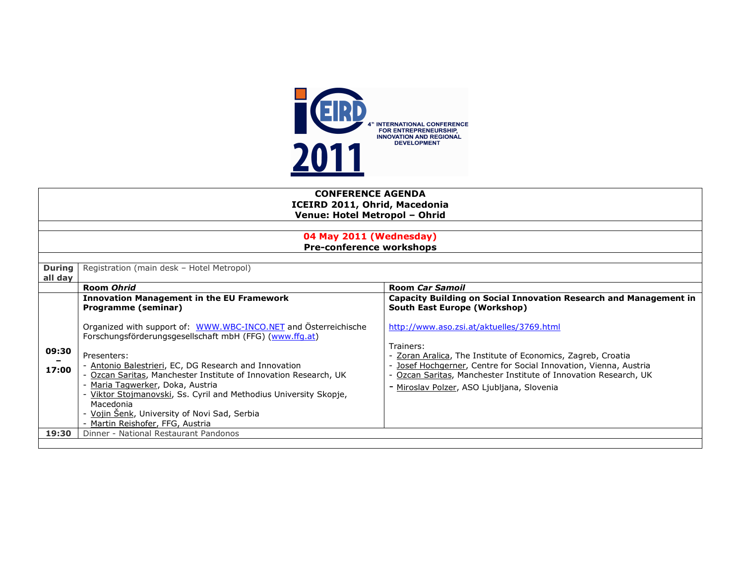iCEIRD 2011

4th INTERNATIONAL CONFERENCE FOR ENTREPRENEURSHIP, INNOVATION AND REGIONAL DEVELOPMENT

# CONFERENCE AGENDA
## ICEIRD 2011, Ohrid, Macedonia
## Venue: Hotel Metropol – Ohrid

## 04 May 2011 (Wednesday)
### Pre-conference workshops

| | | |
|---|---|---|
| **During all day** | Registration (main desk – Hotel Metropol) | |
| | **Room *Ohrid*** | **Room *Car Samoil*** |
| **09:30 – 17:00** | **Innovation Management in the EU Framework Programme (seminar)**<br><br>Organized with support of: WWW.WBC-INCO.NET and Österreichische Forschungsförderungsgesellschaft mbH (FFG) (www.ffg.at)<br><br>Presenters:<br>- Antonio Balestrieri, EC, DG Research and Innovation<br>- Ozcan Saritas, Manchester Institute of Innovation Research, UK<br>- Maria Tagwerker, Doka, Austria<br>- Viktor Stojmanovski, Ss. Cyril and Methodius University Skopje, Macedonia<br>- Vojin Šenk, University of Novi Sad, Serbia<br>- Martin Reishofer, FFG, Austria | **Capacity Building on Social Innovation Research and Management in South East Europe (Workshop)**<br><br>http://www.aso.zsi.at/aktuelles/3769.html<br><br>Trainers:<br>- Zoran Aralica, The Institute of Economics, Zagreb, Croatia<br>- Josef Hochgerner, Centre for Social Innovation, Vienna, Austria<br>- Ozcan Saritas, Manchester Institute of Innovation Research, UK<br>- Miroslav Polzer, ASO Ljubljana, Slovenia |
| **19:30** | Dinner - National Restaurant Pandonos | |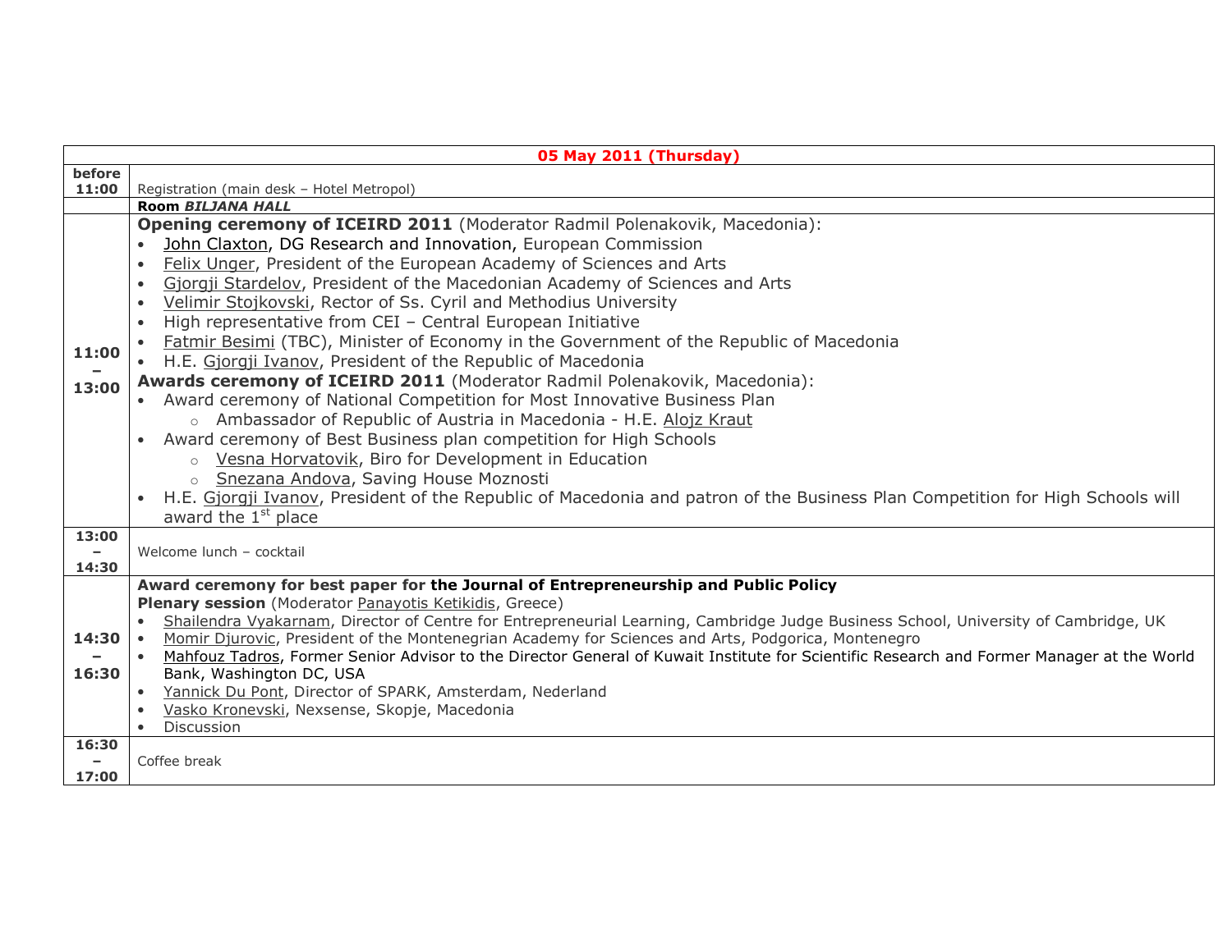| 05 May 2011 (Thursday) | |
|---|---|
| **before 11:00** | Registration (main desk – Hotel Metropol) |
| | **Room *BILJANA HALL*** |
| **11:00 – 13:00** | **Opening ceremony of ICEIRD 2011** (Moderator Radmil Polenakovik, Macedonia): <br>• John Claxton, DG Research and Innovation, European Commission <br>• Felix Unger, President of the European Academy of Sciences and Arts <br>• Gjorgji Stardelov, President of the Macedonian Academy of Sciences and Arts <br>• Velimir Stojkovski, Rector of Ss. Cyril and Methodius University <br>• High representative from CEI – Central European Initiative <br>• Fatmir Besimi (TBC), Minister of Economy in the Government of the Republic of Macedonia <br>• H.E. Gjorgji Ivanov, President of the Republic of Macedonia <br>**Awards ceremony of ICEIRD 2011** (Moderator Radmil Polenakovik, Macedonia): <br>• Award ceremony of National Competition for Most Innovative Business Plan <br>&nbsp;&nbsp;&nbsp;&nbsp;○ Ambassador of Republic of Austria in Macedonia - H.E. Alojz Kraut <br>• Award ceremony of Best Business plan competition for High Schools <br>&nbsp;&nbsp;&nbsp;&nbsp;○ Vesna Horvatovik, Biro for Development in Education <br>&nbsp;&nbsp;&nbsp;&nbsp;○ Snezana Andova, Saving House Moznosti <br>• H.E. Gjorgji Ivanov, President of the Republic of Macedonia and patron of the Business Plan Competition for High Schools will award the 1st place |
| **13:00 – 14:30** | Welcome lunch – cocktail |
| **14:30 – 16:30** | **Award ceremony for best paper for the Journal of Entrepreneurship and Public Policy** <br>**Plenary session** (Moderator Panayotis Ketikidis, Greece) <br>• Shailendra Vyakarnam, Director of Centre for Entrepreneurial Learning, Cambridge Judge Business School, University of Cambridge, UK <br>• Momir Djurovic, President of the Montenegrian Academy for Sciences and Arts, Podgorica, Montenegro <br>• Mahfouz Tadros, Former Senior Advisor to the Director General of Kuwait Institute for Scientific Research and Former Manager at the World Bank, Washington DC, USA <br>• Yannick Du Pont, Director of SPARK, Amsterdam, Nederland <br>• Vasko Kronevski, Nexsense, Skopje, Macedonia <br>• Discussion |
| **16:30 – 17:00** | Coffee break |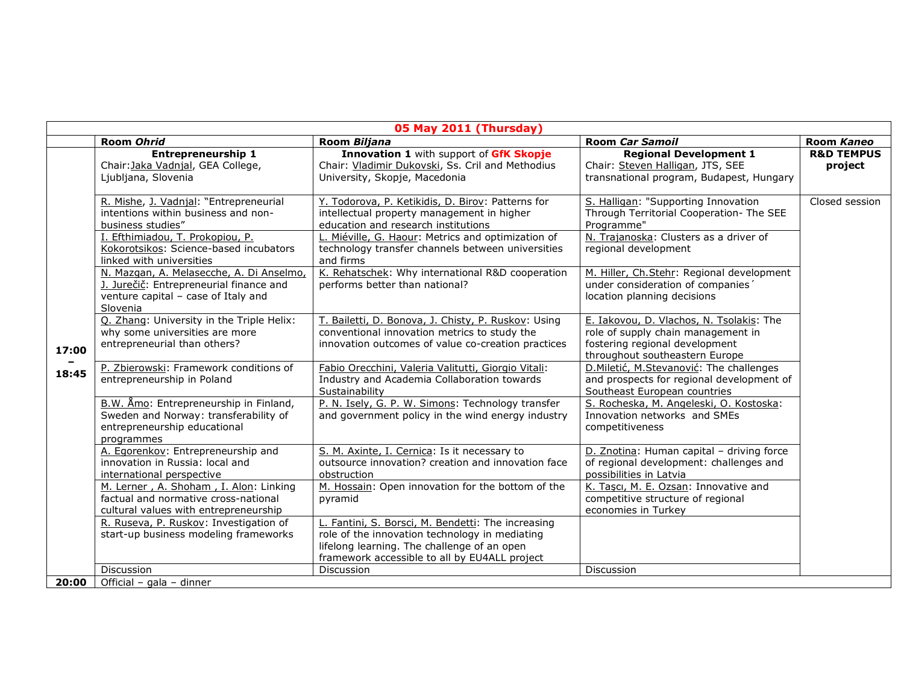| 05 May 2011 (Thursday) | | | | |
|---|---|---|---|---|
| | Room *Ohrid* | Room *Biljana* | Room *Car Samoil* | Room *Kaneo* |
| 17:00 – 18:45 | **Entrepreneurship 1** Chair: Jaka Vadnjal, GEA College, Ljubljana, Slovenia | **Innovation 1** with support of **GfK Skopje** Chair: Vladimir Dukovski, Ss. Cril and Methodius University, Skopje, Macedonia | **Regional Development 1** Chair: Steven Halligan, JTS, SEE transnational program, Budapest, Hungary | **R&D TEMPUS project** |
| | R. Mishe, J. Vadnjal: "Entrepreneurial intentions within business and non-business studies" | Y. Todorova, P. Ketikidis, D. Birov: Patterns for intellectual property management in higher education and research institutions | S. Halligan: "Supporting Innovation Through Territorial Cooperation- The SEE Programme" | Closed session |
| | I. Efthimiadou, T. Prokopiou, P. Kokorotsikos: Science-based incubators linked with universities | L. Miéville, G. Haour: Metrics and optimization of technology transfer channels between universities and firms | N. Trajanoska: Clusters as a driver of regional development | |
| | N. Mazgan, A. Melasecche, A. Di Anselmo, J. Jurečič: Entrepreneurial finance and venture capital – case of Italy and Slovenia | K. Rehatschek: Why international R&D cooperation performs better than national? | M. Hiller, Ch.Stehr: Regional development under consideration of companies´ location planning decisions | |
| | Q. Zhang: University in the Triple Helix: why some universities are more entrepreneurial than others? | T. Bailetti, D. Bonova, J. Chisty, P. Ruskov: Using conventional innovation metrics to study the innovation outcomes of value co-creation practices | E. Iakovou, D. Vlachos, N. Tsolakis: The role of supply chain management in fostering regional development throughout southeastern Europe | |
| | P. Zbierowski: Framework conditions of entrepreneurship in Poland | Fabio Orecchini, Valeria Valitutti, Giorgio Vitali: Industry and Academia Collaboration towards Sustainability | D.Miletić, M.Stevanović: The challenges and prospects for regional development of Southeast European countries | |
| | B.W. Åmo: Entrepreneurship in Finland, Sweden and Norway: transferability of entrepreneurship educational programmes | P. N. Isely, G. P. W. Simons: Technology transfer and government policy in the wind energy industry | S. Rocheska, M. Angeleski, O. Kostoska: Innovation networks and SMEs competitiveness | |
| | A. Egorenkov: Entrepreneurship and innovation in Russia: local and international perspective | S. M. Axinte, I. Cernica: Is it necessary to outsource innovation? creation and innovation face obstruction | D. Znotina: Human capital – driving force of regional development: challenges and possibilities in Latvia | |
| | M. Lerner , A. Shoham , I. Alon: Linking factual and normative cross-national cultural values with entrepreneurship | M. Hossain: Open innovation for the bottom of the pyramid | K. Taşcı, M. E. Ozsan: Innovative and competitive structure of regional economies in Turkey | |
| | R. Ruseva, P. Ruskov: Investigation of start-up business modeling frameworks | L. Fantini, S. Borsci, M. Bendetti: The increasing role of the innovation technology in mediating lifelong learning. The challenge of an open framework accessible to all by EU4ALL project | | |
| | Discussion | Discussion | Discussion | |
| 20:00 | Official – gala – dinner | | | |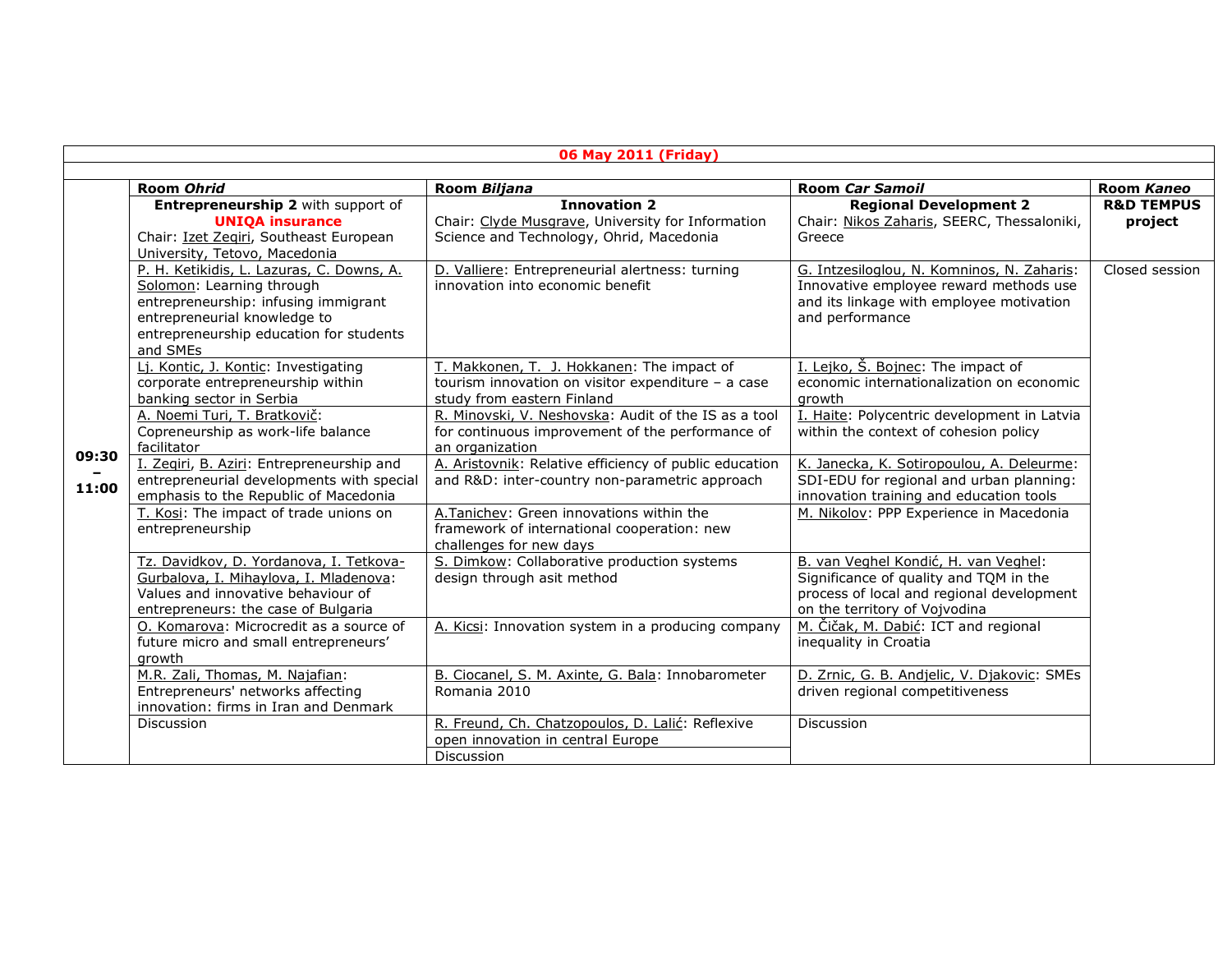**06 May 2011 (Friday)**

| Time | Room *Ohrid* | Room *Biljana* | Room *Car Samoil* | Room *Kaneo* |
|---|---|---|---|---|
| 09:30 – 11:00 | **Entrepreneurship 2** with support of **UNIQA insurance**<br>Chair: Izet Zeqiri, Southeast European University, Tetovo, Macedonia | **Innovation 2**<br>Chair: Clyde Musgrave, University for Information Science and Technology, Ohrid, Macedonia | **Regional Development 2**<br>Chair: Nikos Zaharis, SEERC, Thessaloniki, Greece | **R&D TEMPUS project** |
| | P. H. Ketikidis, L. Lazuras, C. Downs, A. Solomon: Learning through entrepreneurship: infusing immigrant entrepreneurial knowledge to entrepreneurship education for students and SMEs | D. Valliere: Entrepreneurial alertness: turning innovation into economic benefit | G. Intzesiloglou, N. Komninos, N. Zaharis: Innovative employee reward methods use and its linkage with employee motivation and performance | Closed session |
| | Lj. Kontic, J. Kontic: Investigating corporate entrepreneurship within banking sector in Serbia | T. Makkonen, T. J. Hokkanen: The impact of tourism innovation on visitor expenditure – a case study from eastern Finland | I. Lejko, Š. Bojnec: The impact of economic internationalization on economic growth | |
| | A. Noemi Turi, T. Bratkovič: Copreneurship as work-life balance facilitator | R. Minovski, V. Neshovska: Audit of the IS as a tool for continuous improvement of the performance of an organization | I. Haite: Polycentric development in Latvia within the context of cohesion policy | |
| | I. Zeqiri, B. Azizi: Entrepreneurship and entrepreneurial developments with special emphasis to the Republic of Macedonia | A. Aristovnik: Relative efficiency of public education and R&D: inter-country non-parametric approach | K. Janecka, K. Sotiropoulou, A. Deleurme: SDI-EDU for regional and urban planning: innovation training and education tools | |
| | T. Kosi: The impact of trade unions on entrepreneurship | A.Tanichev: Green innovations within the framework of international cooperation: new challenges for new days | M. Nikolov: PPP Experience in Macedonia | |
| | Tz. Davidkov, D. Yordanova, I. Tetkova-Gurbalova, I. Mihaylova, I. Mladenova: Values and innovative behaviour of entrepreneurs: the case of Bulgaria | S. Dimkow: Collaborative production systems design through asit method | B. van Veghel Kondić, H. van Veghel: Significance of quality and TQM in the process of local and regional development on the territory of Vojvodina | |
| | O. Komarova: Microcredit as a source of future micro and small entrepreneurs' growth | A. Kicsi: Innovation system in a producing company | M. Čičak, M. Dabić: ICT and regional inequality in Croatia | |
| | M.R. Zali, Thomas, M. Najafian: Entrepreneurs' networks affecting innovation: firms in Iran and Denmark | B. Ciocanel, S. M. Axinte, G. Bala: Innobarometer Romania 2010 | D. Zrnic, G. B. Andjelic, V. Djakovic: SMEs driven regional competitiveness | |
| | Discussion | R. Freund, Ch. Chatzopoulos, D. Lalić: Reflexive open innovation in central Europe | Discussion | |
| | | Discussion | | |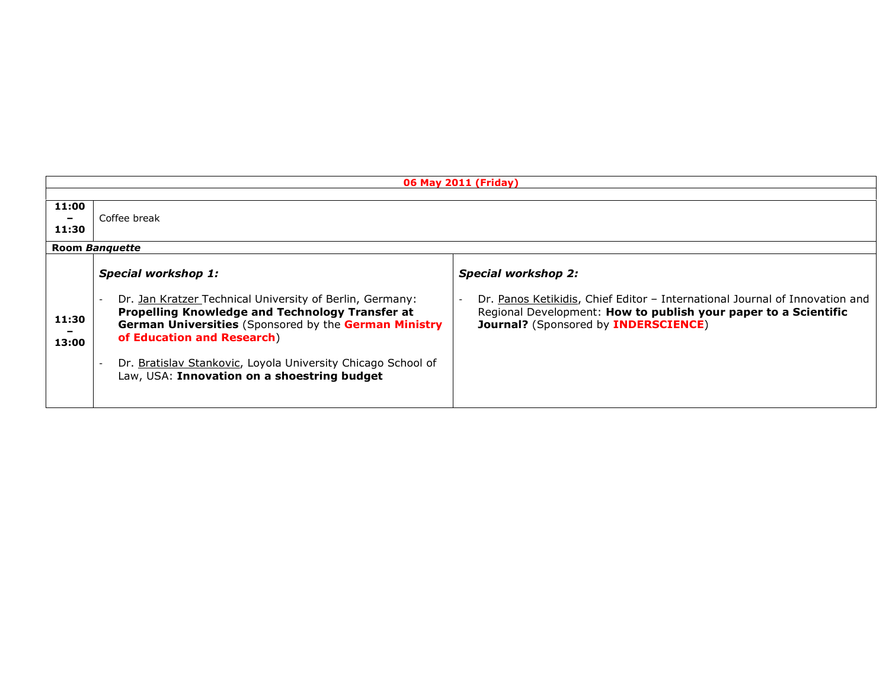| 06 May 2011 (Friday) | | |
|---|---|---|
| | | |
| **11:00 – 11:30** | Coffee break | |
| **Room *Banquette*** | | |
| **11:30 – 13:00** | ***Special workshop 1:***<br><br>- Dr. Jan Kratzer Technical University of Berlin, Germany: **Propelling Knowledge and Technology Transfer at German Universities** (Sponsored by the **German Ministry of Education and Research**)<br><br>- Dr. Bratislav Stankovic, Loyola University Chicago School of Law, USA: **Innovation on a shoestring budget** | ***Special workshop 2:***<br><br>- Dr. Panos Ketikidis, Chief Editor – International Journal of Innovation and Regional Development: **How to publish your paper to a Scientific Journal?** (Sponsored by **INDERSCIENCE**) |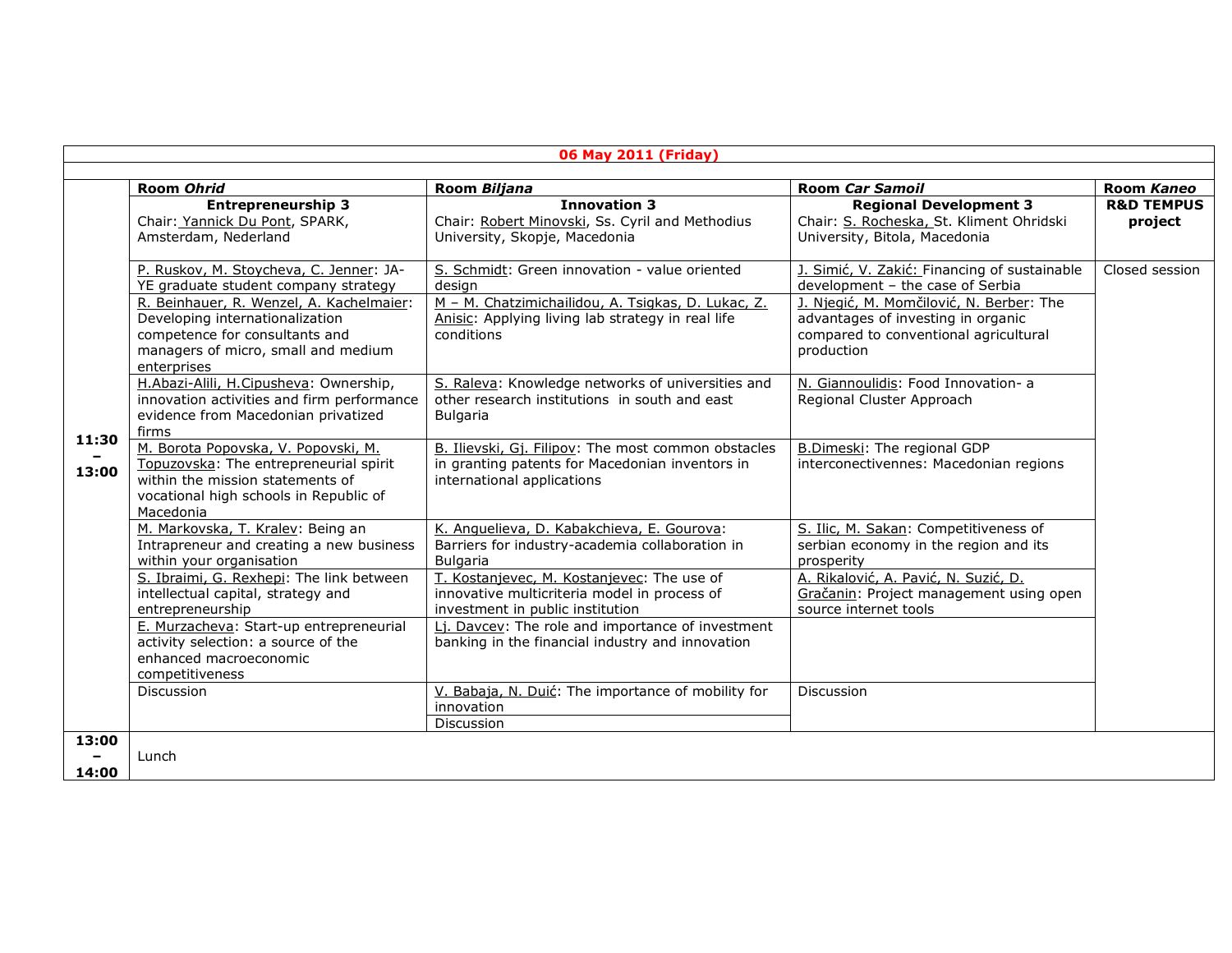**06 May 2011 (Friday)**

| | Room *Ohrid* | Room *Biljana* | Room *Car Samoil* | Room *Kaneo* |
|---|---|---|---|---|
| | **Entrepreneurship 3** Chair: Yannick Du Pont, SPARK, Amsterdam, Nederland | **Innovation 3** Chair: Robert Minovski, Ss. Cyril and Methodius University, Skopje, Macedonia | **Regional Development 3** Chair: S. Rocheska, St. Kliment Ohridski University, Bitola, Macedonia | **R&D TEMPUS project** |
| 11:30 – 13:00 | P. Ruskov, M. Stoycheva, C. Jenner: JA-YE graduate student company strategy | S. Schmidt: Green innovation - value oriented design | J. Simić, V. Zakić: Financing of sustainable development – the case of Serbia | Closed session |
| | R. Beinhauer, R. Wenzel, A. Kachelmaier: Developing internationalization competence for consultants and managers of micro, small and medium enterprises | M – M. Chatzimichailidou, A. Tsigkas, D. Lukac, Z. Anisic: Applying living lab strategy in real life conditions | J. Njegić, M. Momčilović, N. Berber: The advantages of investing in organic compared to conventional agricultural production | |
| | H.Abazi-Alili, H.Cipusheva: Ownership, innovation activities and firm performance evidence from Macedonian privatized firms | S. Raleva: Knowledge networks of universities and other research institutions in south and east Bulgaria | N. Giannoulidis: Food Innovation- a Regional Cluster Approach | |
| | M. Borota Popovska, V. Popovski, M. Topuzovska: The entrepreneurial spirit within the mission statements of vocational high schools in Republic of Macedonia | B. Ilievski, Gj. Filipov: The most common obstacles in granting patents for Macedonian inventors in international applications | B.Dimeski: The regional GDP interconectivennes: Macedonian regions | |
| | M. Markovska, T. Kralev: Being an Intrapreneur and creating a new business within your organisation | K. Anguelieva, D. Kabakchieva, E. Gourova: Barriers for industry-academia collaboration in Bulgaria | S. Ilic, M. Sakan: Competitiveness of serbian economy in the region and its prosperity | |
| | S. Ibraimi, G. Rexhepi: The link between intellectual capital, strategy and entrepreneurship | T. Kostanjevec, M. Kostanjevec: The use of innovative multicriteria model in process of investment in public institution | A. Rikalović, A. Pavić, N. Suzić, D. Gračanin: Project management using open source internet tools | |
| | E. Murzacheva: Start-up entrepreneurial activity selection: a source of the enhanced macroeconomic competitiveness | Lj. Davcev: The role and importance of investment banking in the financial industry and innovation | | |
| | Discussion | V. Babaja, N. Duić: The importance of mobility for innovation | Discussion | |
| | | Discussion | | |
| 13:00 – 14:00 | Lunch | | | |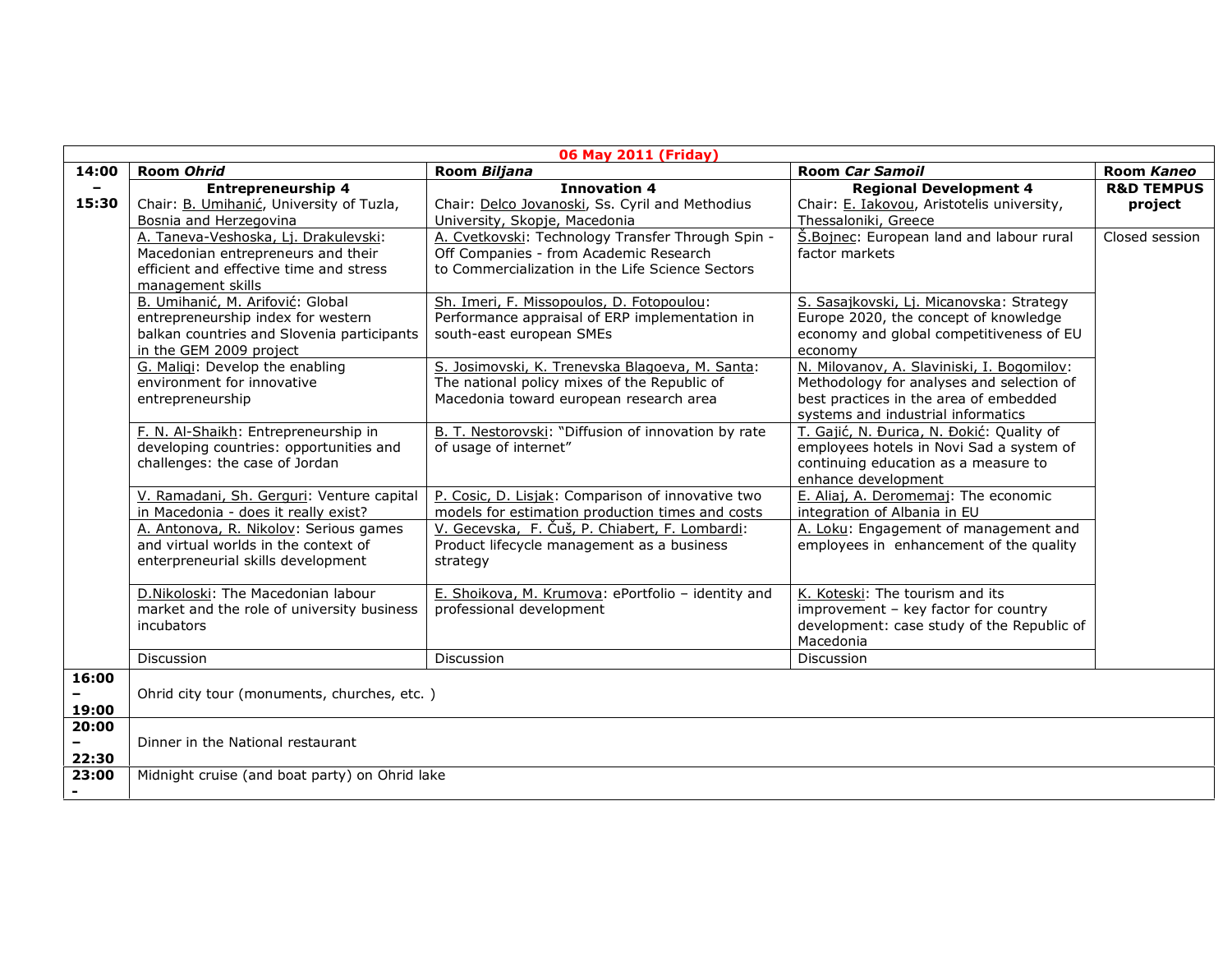| 06 May 2011 (Friday) | | | | |
|---|---|---|---|---|
| 14:00 – 15:30 | Room *Ohrid* | Room *Biljana* | Room *Car Samoil* | Room *Kaneo* |
| | **Entrepreneurship 4** Chair: B. Umihanić, University of Tuzla, Bosnia and Herzegovina | **Innovation 4** Chair: Delco Jovanoski, Ss. Cyril and Methodius University, Skopje, Macedonia | **Regional Development 4** Chair: E. Iakovou, Aristotelis university, Thessaloniki, Greece | **R&D TEMPUS project** |
| | A. Taneva-Veshoska, Lj. Drakulevski: Macedonian entrepreneurs and their efficient and effective time and stress management skills | A. Cvetkovski: Technology Transfer Through Spin - Off Companies - from Academic Research to Commercialization in the Life Science Sectors | Š.Bojnec: European land and labour rural factor markets | Closed session |
| | B. Umihanić, M. Arifović: Global entrepreneurship index for western balkan countries and Slovenia participants in the GEM 2009 project | Sh. Imeri, F. Missopoulos, D. Fotopoulou: Performance appraisal of ERP implementation in south-east european SMEs | S. Sasajkovski, Lj. Micanovska: Strategy Europe 2020, the concept of knowledge economy and global competitiveness of EU economy | |
| | G. Maliqi: Develop the enabling environment for innovative entrepreneurship | S. Josimovski, K. Trenevska Blagoeva, M. Santa: The national policy mixes of the Republic of Macedonia toward european research area | N. Milovanov, A. Slaviniski, I. Bogomilov: Methodology for analyses and selection of best practices in the area of embedded systems and industrial informatics | |
| | F. N. Al-Shaikh: Entrepreneurship in developing countries: opportunities and challenges: the case of Jordan | B. T. Nestorovski: "Diffusion of innovation by rate of usage of internet" | T. Gajić, N. Đurica, N. Đokić: Quality of employees hotels in Novi Sad a system of continuing education as a measure to enhance development | |
| | V. Ramadani, Sh. Gerguri: Venture capital in Macedonia - does it really exist? | P. Cosic, D. Lisjak: Comparison of innovative two models for estimation production times and costs | E. Aliaj, A. Deromemaj: The economic integration of Albania in EU | |
| | A. Antonova, R. Nikolov: Serious games and virtual worlds in the context of enterpreneurial skills development | V. Gecevska, F. Čuš, P. Chiabert, F. Lombardi: Product lifecycle management as a business strategy | A. Loku: Engagement of management and employees in enhancement of the quality | |
| | D.Nikoloski: The Macedonian labour market and the role of university business incubators | E. Shoikova, M. Krumova: ePortfolio – identity and professional development | K. Koteski: The tourism and its improvement – key factor for country development: case study of the Republic of Macedonia | |
| | Discussion | Discussion | Discussion | |
| 16:00 – 19:00 | Ohrid city tour (monuments, churches, etc. ) | | | |
| 20:00 – 22:30 | Dinner in the National restaurant | | | |
| 23:00 - | Midnight cruise (and boat party) on Ohrid lake | | | |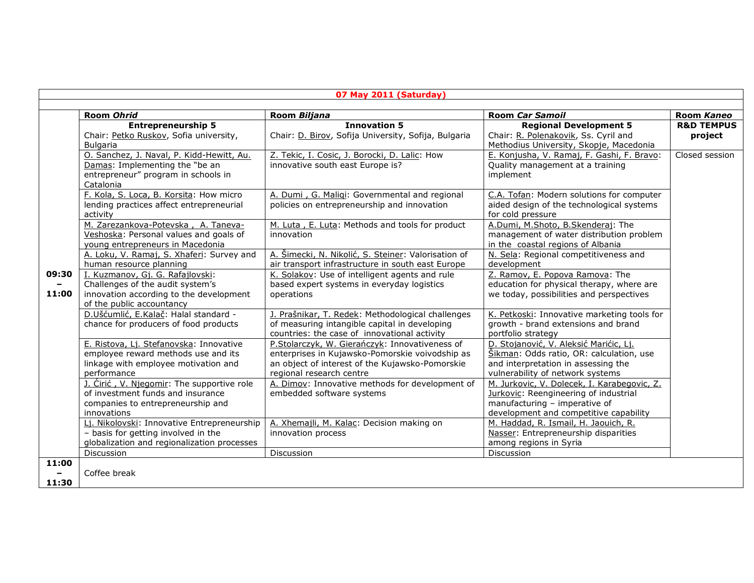| 07 May 2011 (Saturday) | | | | |
|---|---|---|---|---|
| | Room *Ohrid* | Room *Biljana* | Room *Car Samoil* | Room *Kaneo* |
| | **Entrepreneurship 5** Chair: Petko Ruskov, Sofia university, Bulgaria | **Innovation 5** Chair: D. Birov, Sofija University, Sofija, Bulgaria | **Regional Development 5** Chair: R. Polenakovik, Ss. Cyril and Methodius University, Skopje, Macedonia | **R&D TEMPUS project** |
| 09:30 – 11:00 | O. Sanchez, J. Naval, P. Kidd-Hewitt, Au. Damas: Implementing the "be an entrepreneur" program in schools in Catalonia | Z. Tekic, I. Cosic, J. Borocki, D. Lalic: How innovative south east Europe is? | E. Konjusha, V. Ramaj, F. Gashi, F. Bravo: Quality management at a training implement | Closed session |
| | F. Kola, S. Loca, B. Korsita: How micro lending practices affect entrepreneurial activity | A. Dumi , G. Maliqi: Governmental and regional policies on entrepreneurship and innovation | C.A. Tofan: Modern solutions for computer aided design of the technological systems for cold pressure | |
| | M. Zarezankova-Potevska , A. Taneva-Veshoska: Personal values and goals of young entrepreneurs in Macedonia | M. Luta , E. Luta: Methods and tools for product innovation | A.Dumi, M.Shoto, B.Skenderaj: The management of water distribution problem in the coastal regions of Albania | |
| | A. Loku, V. Ramaj, S. Xhaferi: Survey and human resource planning | A. Šimecki, N. Nikolić, S. Steiner: Valorisation of air transport infrastructure in south east Europe | N. Sela: Regional competitiveness and development | |
| | I. Kuzmanov, Gj. G. Rafajlovski: Challenges of the audit system's innovation according to the development of the public accountancy | K. Solakov: Use of intelligent agents and rule based expert systems in everyday logistics operations | Z. Ramov, E. Popova Ramova: The education for physical therapy, where are we today, possibilities and perspectives | |
| | D.Ušćumlić, E.Kalač: Halal standard - chance for producers of food products | J. Prašnikar, T. Redek: Methodological challenges of measuring intangible capital in developing countries: the case of innovational activity | K. Petkoski: Innovative marketing tools for growth - brand extensions and brand portfolio strategy | |
| | E. Ristova, Lj. Stefanovska: Innovative employee reward methods use and its linkage with employee motivation and performance | P.Stolarczyk, W. Gierańczyk: Innovativeness of enterprises in Kujawsko-Pomorskie voivodship as an object of interest of the Kujawsko-Pomorskie regional research centre | D. Stojanović, V. Aleksić Marićic, Lj. Šikman: Odds ratio, OR: calculation, use and interpretation in assessing the vulnerability of network systems | |
| | J. Ćirić , V. Njegomir: The supportive role of investment funds and insurance companies to entrepreneurship and innovations | A. Dimov: Innovative methods for development of embedded software systems | M. Jurkovic, V. Dolecek, I. Karabegovic, Z. Jurkovic: Reengineering of industrial manufacturing – imperative of development and competitive capability | |
| | Lj. Nikolovski: Innovative Entrepreneurship – basis for getting involved in the globalization and regionalization processes | A. Xhemajli, M. Kalac: Decision making on innovation process | M. Haddad, R. Ismail, H. Jaouich, R. Nasser: Entrepreneurship disparities among regions in Syria | |
| | Discussion | Discussion | Discussion | |
| 11:00 – 11:30 | Coffee break | | | |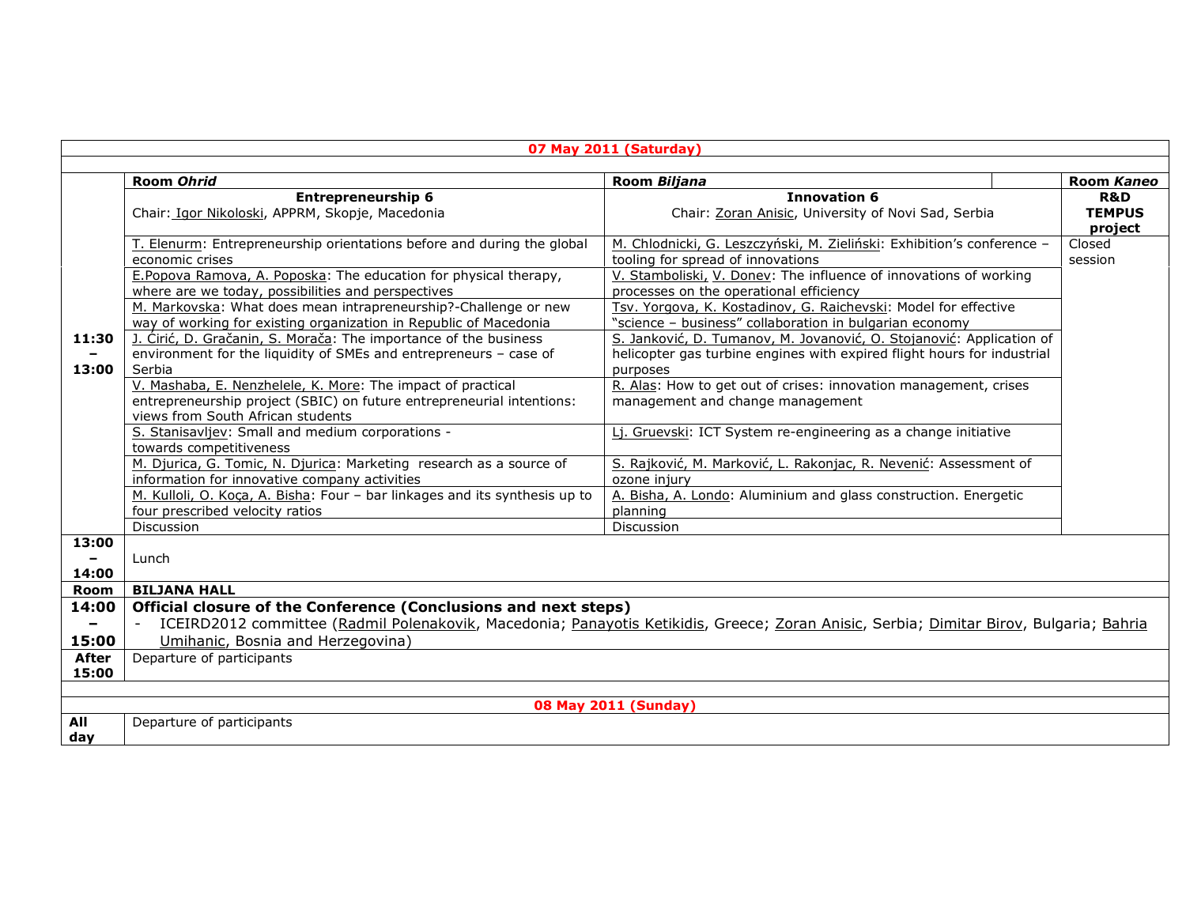| | | | |
|---|---|---|---|
| **07 May 2011 (Saturday)** | | | |
| | Room *Ohrid* | Room *Biljana* | Room *Kaneo* |
| 11:30 – 13:00 | **Entrepreneurship 6** Chair: Igor Nikoloski, APPRM, Skopje, Macedonia | **Innovation 6** Chair: Zoran Anisic, University of Novi Sad, Serbia | **R&D TEMPUS project** |
| | T. Elenurm: Entrepreneurship orientations before and during the global economic crises | M. Chlodnicki, G. Leszczyński, M. Zieliński: Exhibition's conference – tooling for spread of innovations | Closed session |
| | E.Popova Ramova, A. Poposka: The education for physical therapy, where are we today, possibilities and perspectives | V. Stamboliski, V. Donev: The influence of innovations of working processes on the operational efficiency | |
| | M. Markovska: What does mean intrapreneurship?-Challenge or new way of working for existing organization in Republic of Macedonia | Tsv. Yorgova, K. Kostadinov, G. Raichevski: Model for effective "science – business" collaboration in bulgarian economy | |
| | J. Ćirić, D. Gračanin, S. Morača: The importance of the business environment for the liquidity of SMEs and entrepreneurs – case of Serbia | S. Janković, D. Tumanov, M. Jovanović, O. Stojanović: Application of helicopter gas turbine engines with expired flight hours for industrial purposes | |
| | V. Mashaba, E. Nenzhelele, K. More: The impact of practical entrepreneurship project (SBIC) on future entrepreneurial intentions: views from South African students | R. Alas: How to get out of crises: innovation management, crises management and change management | |
| | S. Stanisavljev: Small and medium corporations - towards competitiveness | Lj. Gruevski: ICT System re-engineering as a change initiative | |
| | M. Djurica, G. Tomic, N. Djurica: Marketing research as a source of information for innovative company activities | S. Rajković, M. Marković, L. Rakonjac, R. Nevenić: Assessment of ozone injury | |
| | M. Kulloli, O. Koça, A. Bisha: Four – bar linkages and its synthesis up to four prescribed velocity ratios | A. Bisha, A. Londo: Aluminium and glass construction. Energetic planning | |
| | Discussion | Discussion | |
| 13:00 – 14:00 | Lunch | | |
| Room | **BILJANA HALL** | | |
| 14:00 – 15:00 | **Official closure of the Conference (Conclusions and next steps)** - ICEIRD2012 committee (Radmil Polenakovik, Macedonia; Panayotis Ketikidis, Greece; Zoran Anisic, Serbia; Dimitar Birov, Bulgaria; Bahria Umihanic, Bosnia and Herzegovina) | | |
| After 15:00 | Departure of participants | | |
| **08 May 2011 (Sunday)** | | | |
| All day | Departure of participants | | |